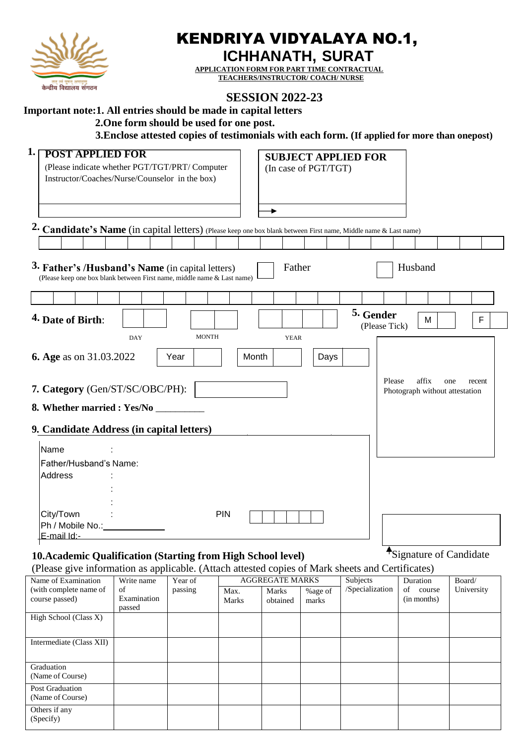# KENDRIYA VIDYALAYA NO.1, ICHHANATH, SURAT

**APPLICATION FORM FOR PART TIME CONTRACTUAL TEACHERS/INSTRUCTOR/ COACH/ NURSE**

## SESSION 2022-23

**Important note:1. All entries should be made in capital letters**
**2.One form should be used for one post.**
**3.Enclose attested copies of testimonials with each form. (If applied for more than onepost)**

**1. POST APPLIED FOR**
(Please indicate whether PGT/TGT/PRT/ Computer Instructor/Coaches/Nurse/Counselor in the box)

**SUBJECT APPLIED FOR**
(In case of PGT/TGT)

**2. Candidate's Name** (in capital letters) (Please keep one box blank between First name, Middle name & Last name)

**3. Father's /Husband's Name** (in capital letters)
(Please keep one box blank between First name, middle name & Last name)

Father ☐ Husband ☐

**4. Date of Birth**:

DAY MONTH YEAR

**5. Gender** (Please Tick) M F

**6. Age** as on 31.03.2022 Year Month Days

Please affix one recent Photograph without attestation

**7. Category** (Gen/ST/SC/OBC/PH):

**8. Whether married : Yes/No** __________

**9. Candidate Address (in capital letters)**

Name :
Father/Husband's Name:
Address :
:
:
City/Town : PIN
Ph / Mobile No.:
E-mail Id:-

Signature of Candidate

**10.Academic Qualification (Starting from High School level)**
(Please give information as applicable. (Attach attested copies of Mark sheets and Certificates)

| Name of Examination (with complete name of course passed) | Write name of Examination passed | Year of passing | AGGREGATE MARKS | | | Subjects /Specialization | Duration of course (in months) | Board/ University |
|---|---|---|---|---|---|---|---|---|
| | | | Max. Marks | Marks obtained | %age of marks | | | |
| High School (Class X) | | | | | | | | |
| Intermediate (Class XII) | | | | | | | | |
| Graduation (Name of Course) | | | | | | | | |
| Post Graduation (Name of Course) | | | | | | | | |
| Others if any (Specify) | | | | | | | | |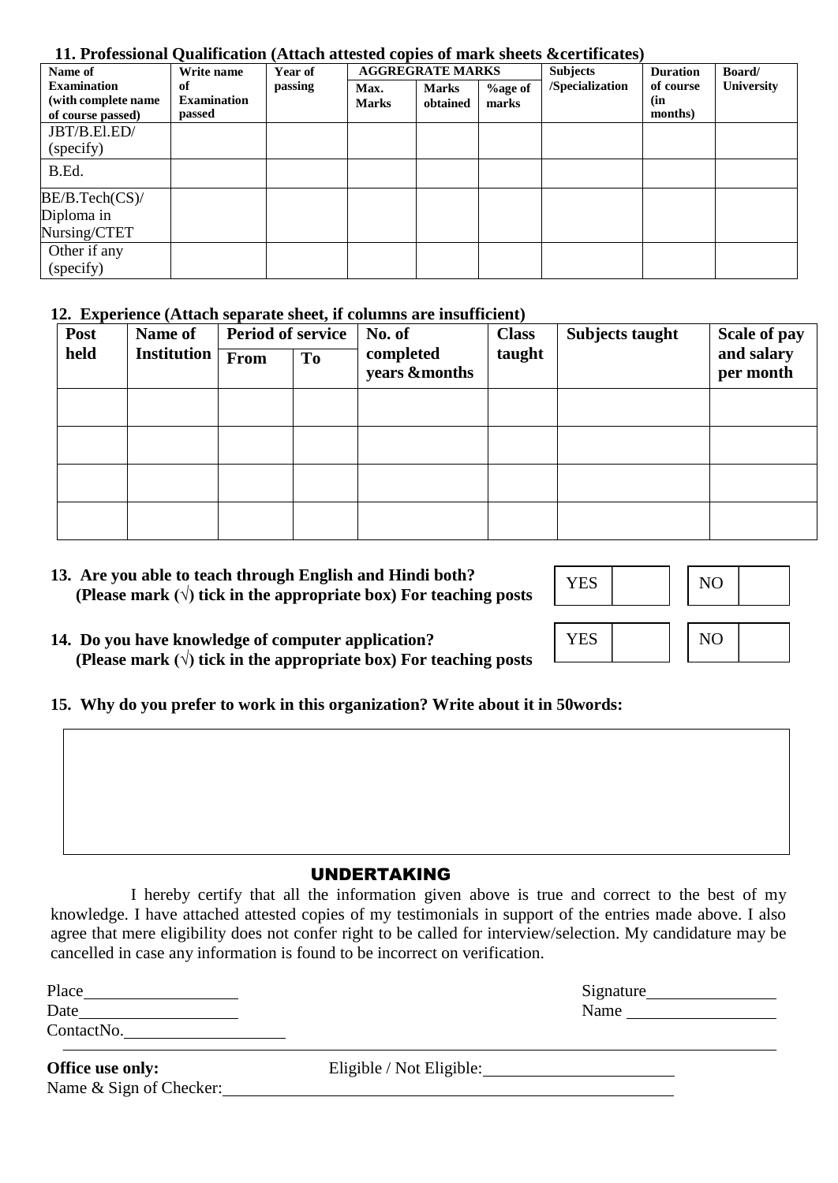**11. Professional Qualification (Attach attested copies of mark sheets &certificates)**

| Name of Examination (with complete name of course passed) | Write name of Examination passed | Year of passing | AGGREGRATE MARKS | | | Subjects /Specialization | Duration of course (in months) | Board/ University |
|---|---|---|---|---|---|---|---|---|
| | | | Max. Marks | Marks obtained | %age of marks | | | |
| JBT/B.El.ED/ (specify) | | | | | | | | |
| B.Ed. | | | | | | | | |
| BE/B.Tech(CS)/ Diploma in Nursing/CTET | | | | | | | | |
| Other if any (specify) | | | | | | | | |

**12. Experience (Attach separate sheet, if columns are insufficient)**

| Post held | Name of Institution | Period of service | | No. of completed years &months | Class taught | Subjects taught | Scale of pay and salary per month |
|---|---|---|---|---|---|---|---|
| | | From | To | | | | |
| | | | | | | | |
| | | | | | | | |
| | | | | | | | |
| | | | | | | | |

**13. Are you able to teach through English and Hindi both? (Please mark (√) tick in the appropriate box) For teaching posts**

| YES | | NO | |
|---|---|---|---|

**14. Do you have knowledge of computer application? (Please mark (√) tick in the appropriate box) For teaching posts**

| YES | | NO | |
|---|---|---|---|

**15. Why do you prefer to work in this organization? Write about it in 50words:**

## UNDERTAKING

I hereby certify that all the information given above is true and correct to the best of my knowledge. I have attached attested copies of my testimonials in support of the entries made above. I also agree that mere eligibility does not confer right to be called for interview/selection. My candidature may be cancelled in case any information is found to be incorrect on verification.

Place\_\_\_\_\_\_\_\_\_\_\_\_\_\_\_\_ Signature\_\_\_\_\_\_\_\_\_\_\_\_\_\_\_\_

Date\_\_\_\_\_\_\_\_\_\_\_\_\_\_\_\_ Name \_\_\_\_\_\_\_\_\_\_\_\_\_\_\_\_

ContactNo.\_\_\_\_\_\_\_\_\_\_\_\_\_\_\_\_

**Office use only:** Eligible / Not Eligible:\_\_\_\_\_\_\_\_\_\_\_\_\_\_\_\_

Name & Sign of Checker:\_\_\_\_\_\_\_\_\_\_\_\_\_\_\_\_